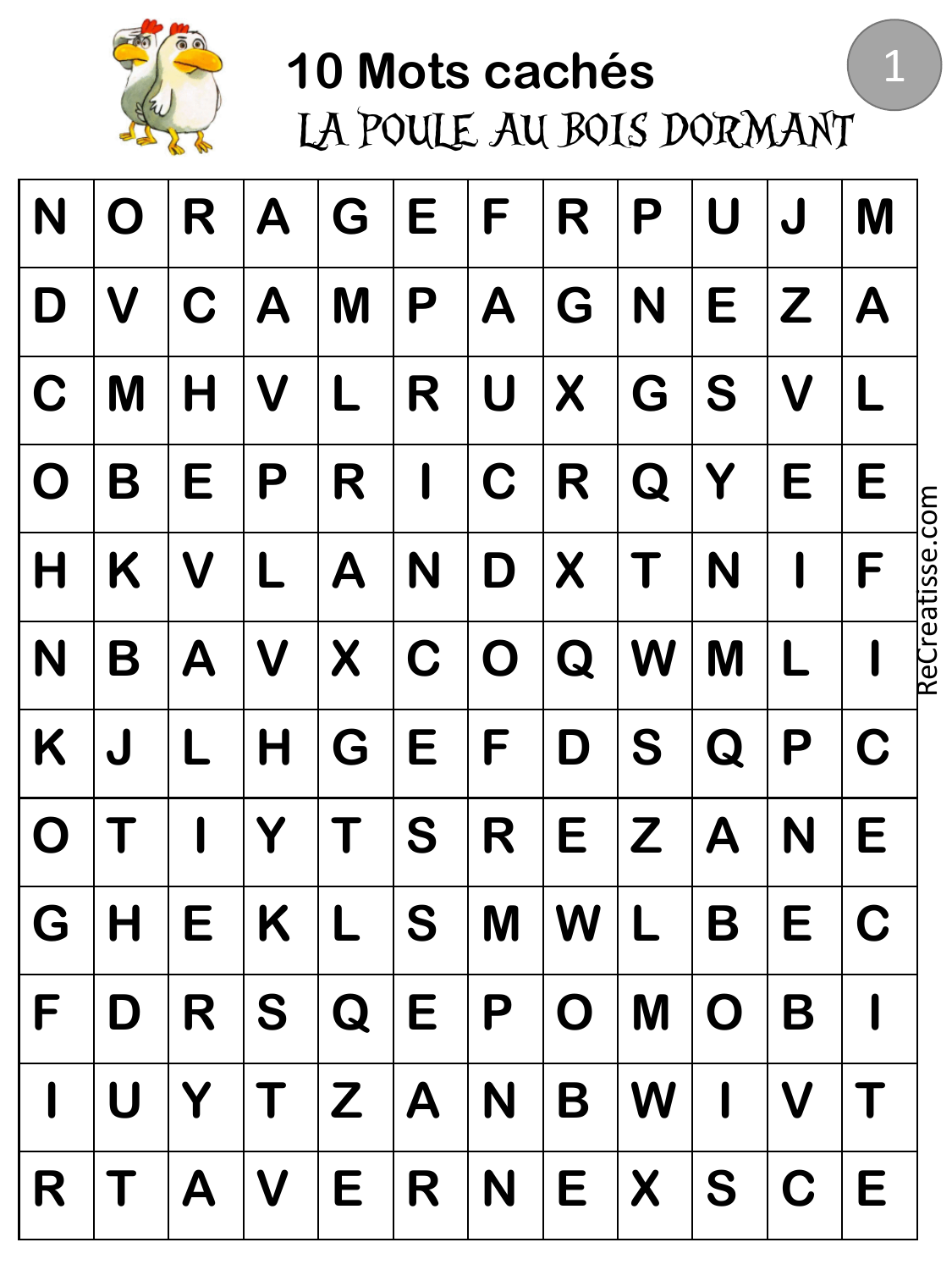# 10 Mots cachés

## LA POULE AU BOIS DORMANT

| | | | | | | | | | | | |
|---|---|---|---|---|---|---|---|---|---|---|---|
| N | O | R | A | G | E | F | R | P | U | J | M |
| D | V | C | A | M | P | A | G | N | E | Z | A |
| C | M | H | V | L | R | U | X | G | S | V | L |
| O | B | E | P | R | I | C | R | Q | Y | E | E |
| H | K | V | L | A | N | D | X | T | N | I | F |
| N | B | A | V | X | C | O | Q | W | M | L | I |
| K | J | L | H | G | E | F | D | S | Q | P | C |
| O | T | I | Y | T | S | R | E | Z | A | N | E |
| G | H | E | K | L | S | M | W | L | B | E | C |
| F | D | R | S | Q | E | P | O | M | O | B | I |
| I | U | Y | T | Z | A | N | B | W | I | V | T |
| R | T | A | V | E | R | N | E | X | S | C | E |

ReCreatisse.com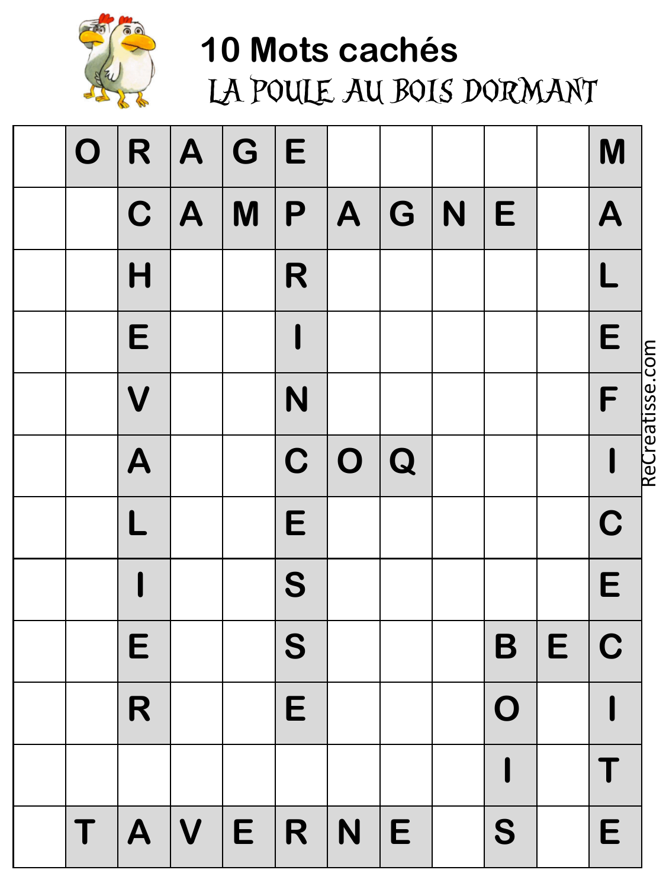# 10 Mots cachés

## LA POULE AU BOIS DORMANT

| | | | | | | | | | | | |
|---|---|---|---|---|---|---|---|---|---|---|---|
| | O | R | A | G | E | | | | | | M |
| | | C | A | M | P | A | G | N | E | | A |
| | | H | | | R | | | | | | L |
| | | E | | | I | | | | | | E |
| | | V | | | N | | | | | | F |
| | | A | | | C | O | Q | | | | I |
| | | L | | | E | | | | | | C |
| | | I | | | S | | | | | | E |
| | | E | | | S | | | | B | E | C |
| | | R | | | E | | | | O | | I |
| | | | | | | | | | I | | T |
| | T | A | V | E | R | N | E | | S | | E |

ReCreatisse.com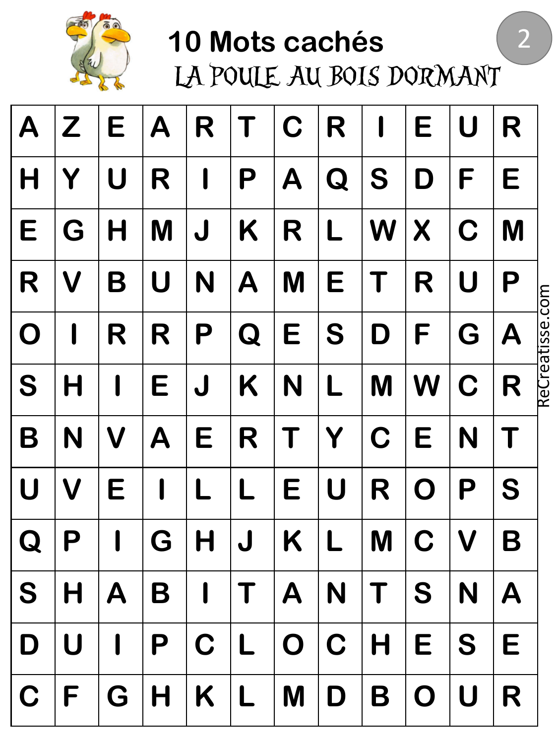# 10 Mots cachés

## LA POULE AU BOIS DORMANT

2

| | | | | | | | | | | | |
|---|---|---|---|---|---|---|---|---|---|---|---|
| A | Z | E | A | R | T | C | R | I | E | U | R |
| H | Y | U | R | I | P | A | Q | S | D | F | E |
| E | G | H | M | J | K | R | L | W | X | C | M |
| R | V | B | U | N | A | M | E | T | R | U | P |
| O | I | R | R | P | Q | E | S | D | F | G | A |
| S | H | I | E | J | K | N | L | M | W | C | R |
| B | N | V | A | E | R | T | Y | C | E | N | T |
| U | V | E | I | L | L | E | U | R | O | P | S |
| Q | P | I | G | H | J | K | L | M | C | V | B |
| S | H | A | B | I | T | A | N | T | S | N | A |
| D | U | I | P | C | L | O | C | H | E | S | E |
| C | F | G | H | K | L | M | D | B | O | U | R |

ReCreatisse.com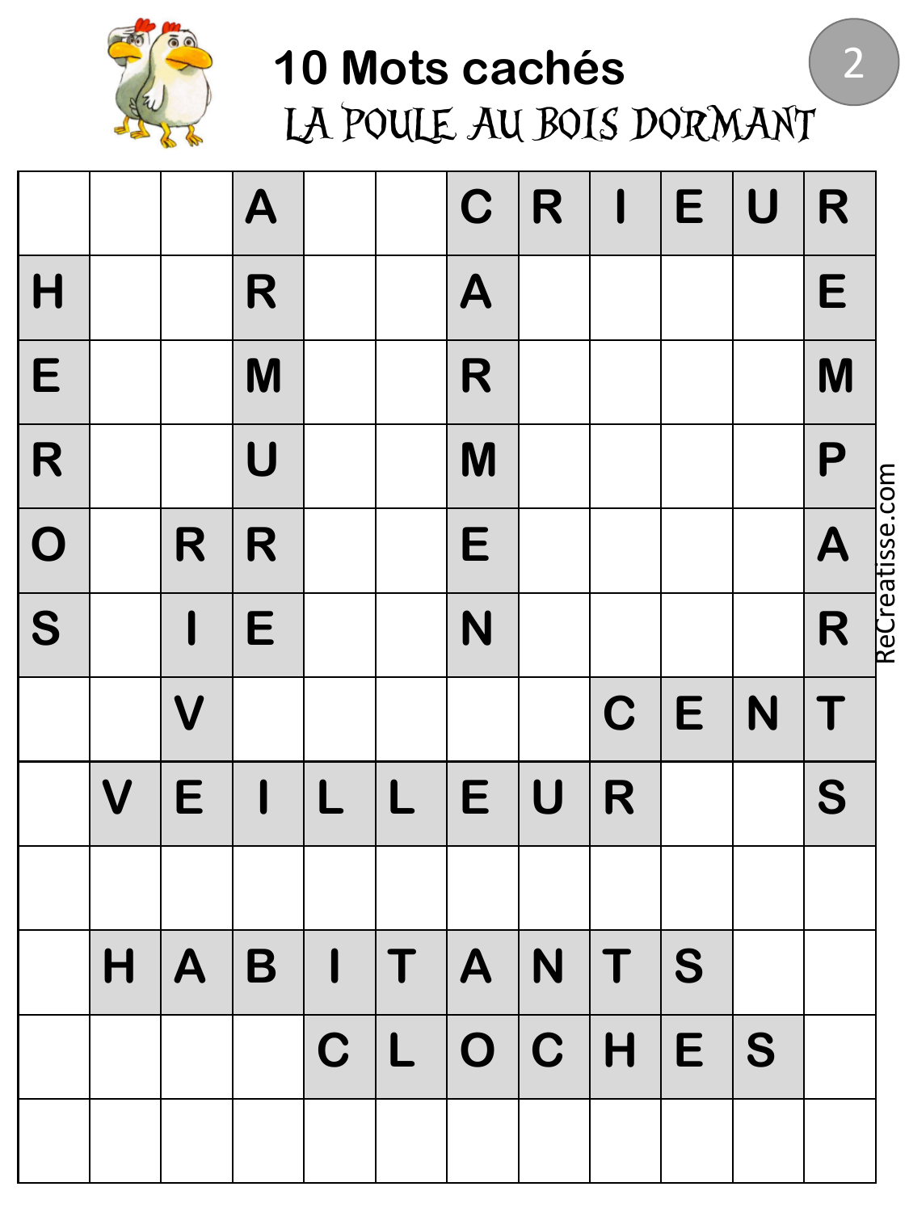# 10 Mots cachés

## LA POULE AU BOIS DORMANT

2

| | | | | | | | | | | | |
|---|---|---|---|---|---|---|---|---|---|---|---|
| | | | A | | | C | R | I | E | U | R |
| H | | | R | | | A | | | | | E |
| E | | | M | | | R | | | | | M |
| R | | | U | | | M | | | | | P |
| O | | R | R | | | E | | | | | A |
| S | | I | E | | | N | | | | | R |
| | | V | | | | | | C | E | N | T |
| | V | E | I | L | L | E | U | R | | | S |
| | | | | | | | | | | | |
| | H | A | B | I | T | A | N | T | S | | |
| | | | | C | L | O | C | H | E | S | |
| | | | | | | | | | | | |

ReCreatisse.com